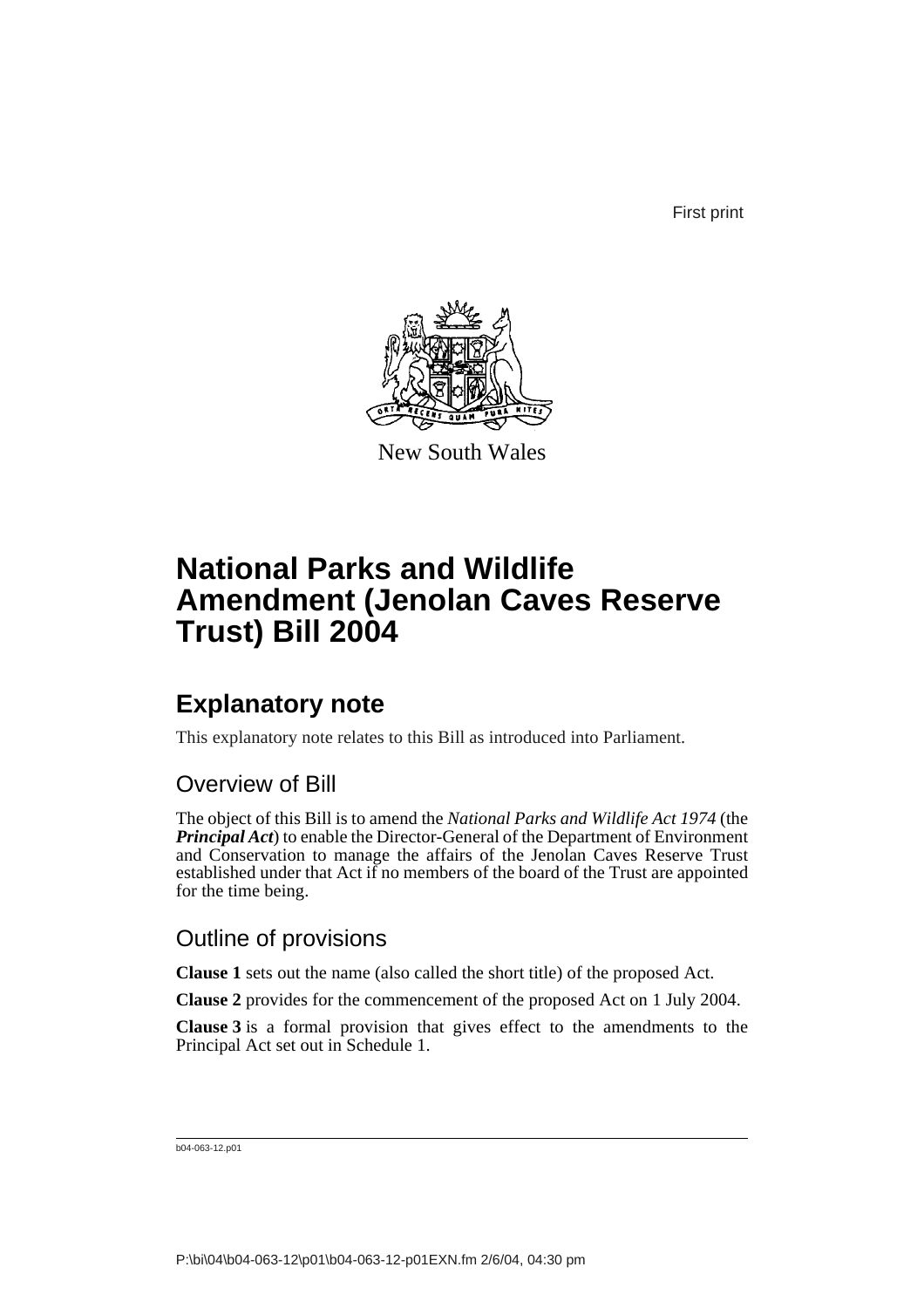First print

New South Wales

# National Parks and Wildlife Amendment (Jenolan Caves Reserve Trust) Bill 2004

## Explanatory note

This explanatory note relates to this Bill as introduced into Parliament.

### Overview of Bill

The object of this Bill is to amend the *National Parks and Wildlife Act 1974* (the ***Principal Act***) to enable the Director-General of the Department of Environment and Conservation to manage the affairs of the Jenolan Caves Reserve Trust established under that Act if no members of the board of the Trust are appointed for the time being.

### Outline of provisions

**Clause 1** sets out the name (also called the short title) of the proposed Act.

**Clause 2** provides for the commencement of the proposed Act on 1 July 2004.

**Clause 3** is a formal provision that gives effect to the amendments to the Principal Act set out in Schedule 1.

b04-063-12.p01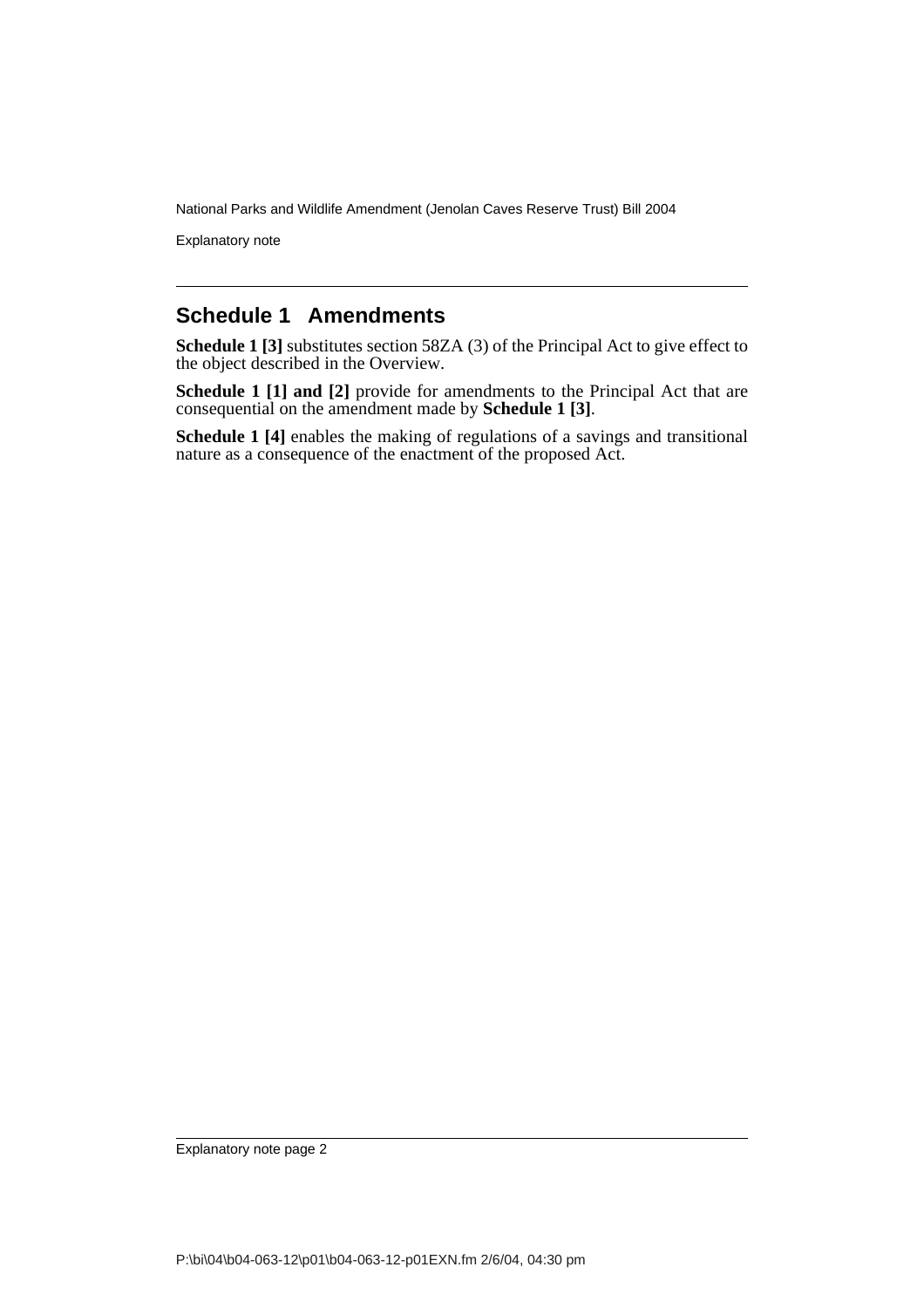## Schedule 1 Amendments

**Schedule 1 [3]** substitutes section 58ZA (3) of the Principal Act to give effect to the object described in the Overview.

**Schedule 1 [1] and [2]** provide for amendments to the Principal Act that are consequential on the amendment made by **Schedule 1 [3]**.

**Schedule 1 [4]** enables the making of regulations of a savings and transitional nature as a consequence of the enactment of the proposed Act.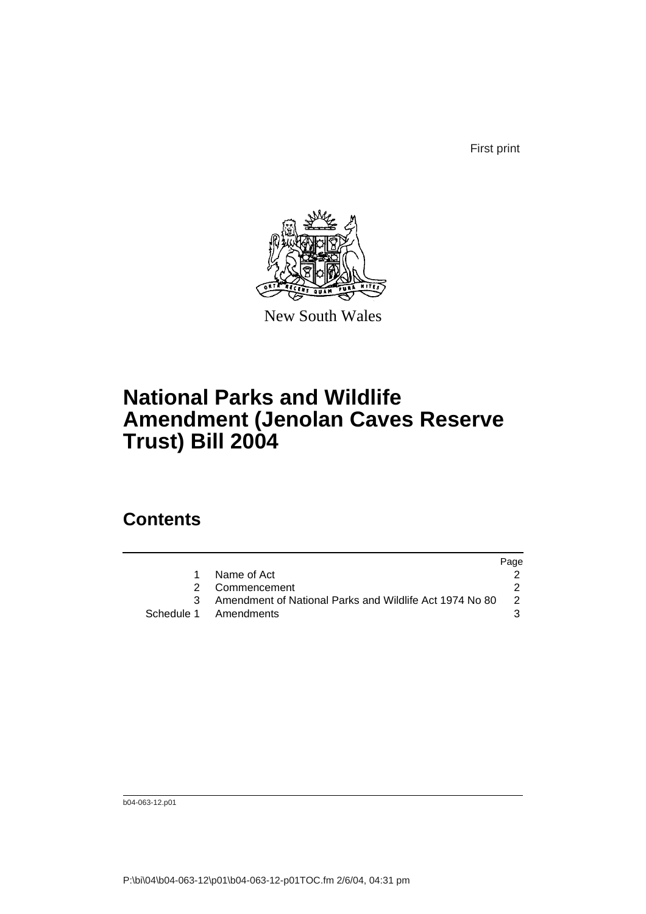First print

New South Wales

# National Parks and Wildlife Amendment (Jenolan Caves Reserve Trust) Bill 2004

## Contents

| | | Page |
|---|---|---|
| 1 | Name of Act | 2 |
| 2 | Commencement | 2 |
| 3 | Amendment of National Parks and Wildlife Act 1974 No 80 | 2 |
| Schedule 1 | Amendments | 3 |

b04-063-12.p01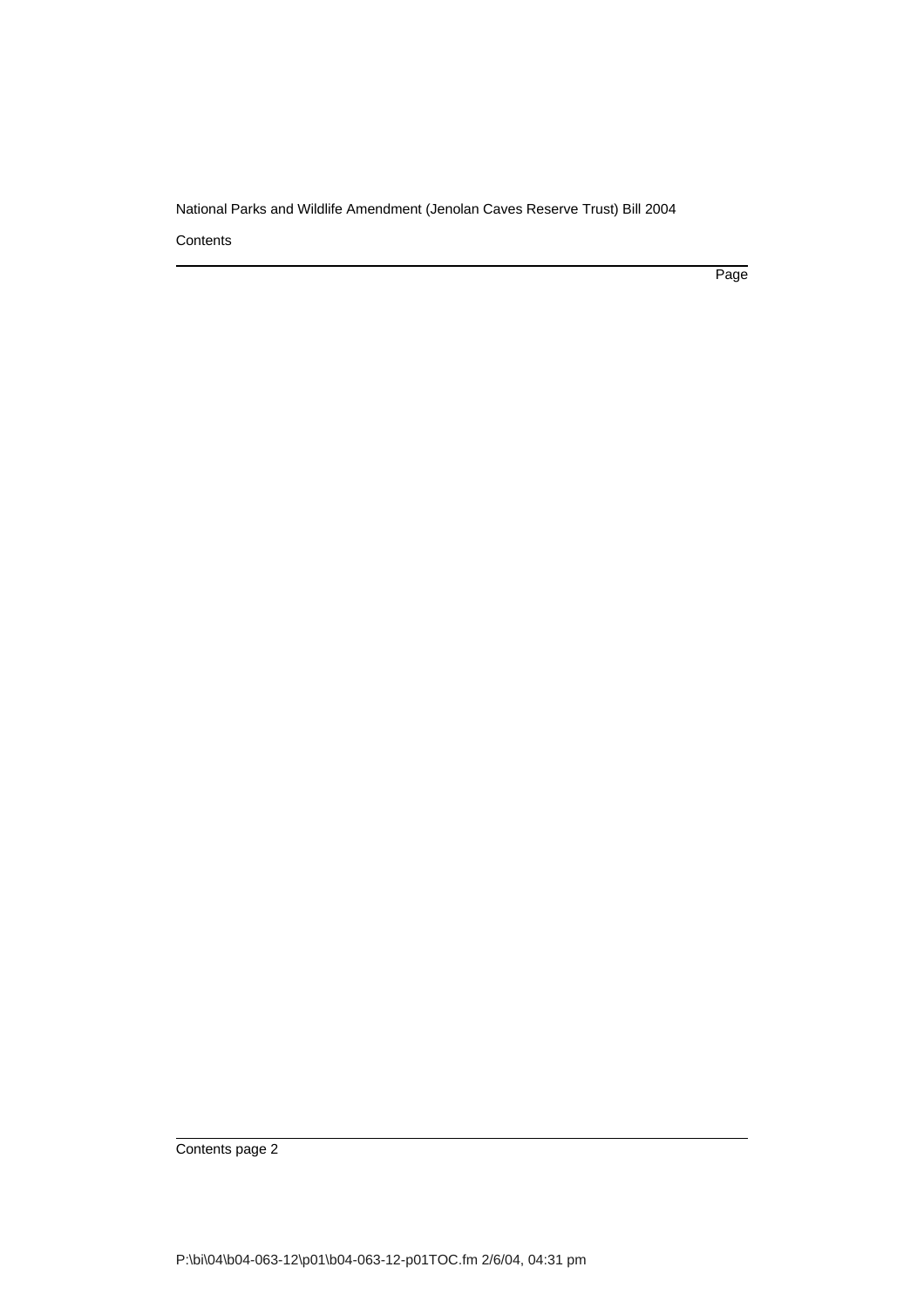Contents

Page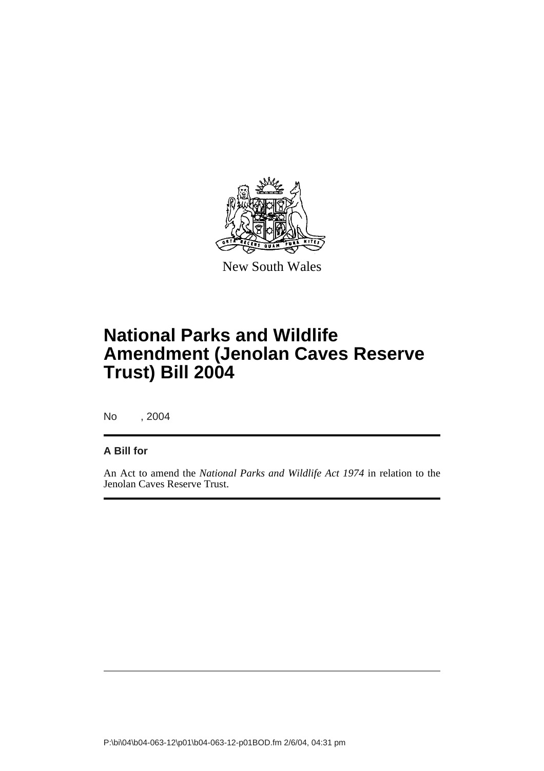New South Wales

# National Parks and Wildlife Amendment (Jenolan Caves Reserve Trust) Bill 2004

No , 2004

**A Bill for**

An Act to amend the *National Parks and Wildlife Act 1974* in relation to the Jenolan Caves Reserve Trust.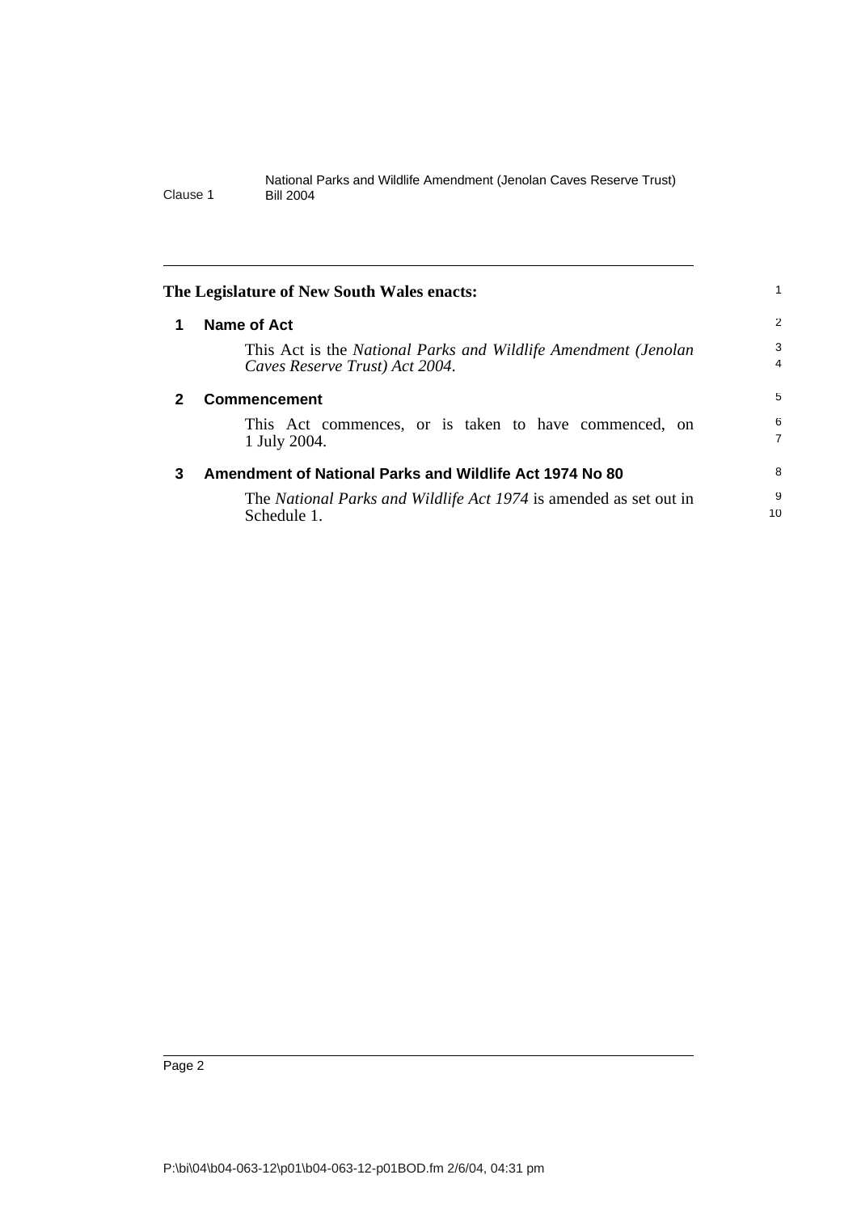The Legislature of New South Wales enacts:

## 1 Name of Act

This Act is the *National Parks and Wildlife Amendment (Jenolan Caves Reserve Trust) Act 2004*.

## 2 Commencement

This Act commences, or is taken to have commenced, on 1 July 2004.

## 3 Amendment of National Parks and Wildlife Act 1974 No 80

The *National Parks and Wildlife Act 1974* is amended as set out in Schedule 1.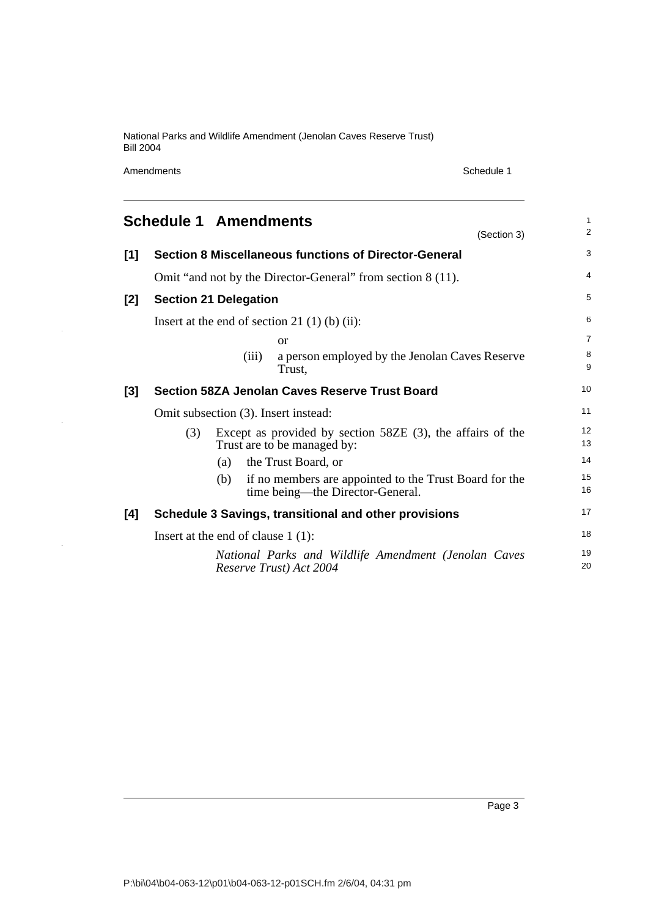## Schedule 1 Amendments

(Section 3)

**[1] Section 8 Miscellaneous functions of Director-General**

Omit "and not by the Director-General" from section 8 (11).

**[2] Section 21 Delegation**

Insert at the end of section 21 (1) (b) (ii):

or

(iii) a person employed by the Jenolan Caves Reserve Trust,

**[3] Section 58ZA Jenolan Caves Reserve Trust Board**

Omit subsection (3). Insert instead:

(3) Except as provided by section 58ZE (3), the affairs of the Trust are to be managed by:

(a) the Trust Board, or

(b) if no members are appointed to the Trust Board for the time being—the Director-General.

**[4] Schedule 3 Savings, transitional and other provisions**

Insert at the end of clause 1 (1):

*National Parks and Wildlife Amendment (Jenolan Caves Reserve Trust) Act 2004*